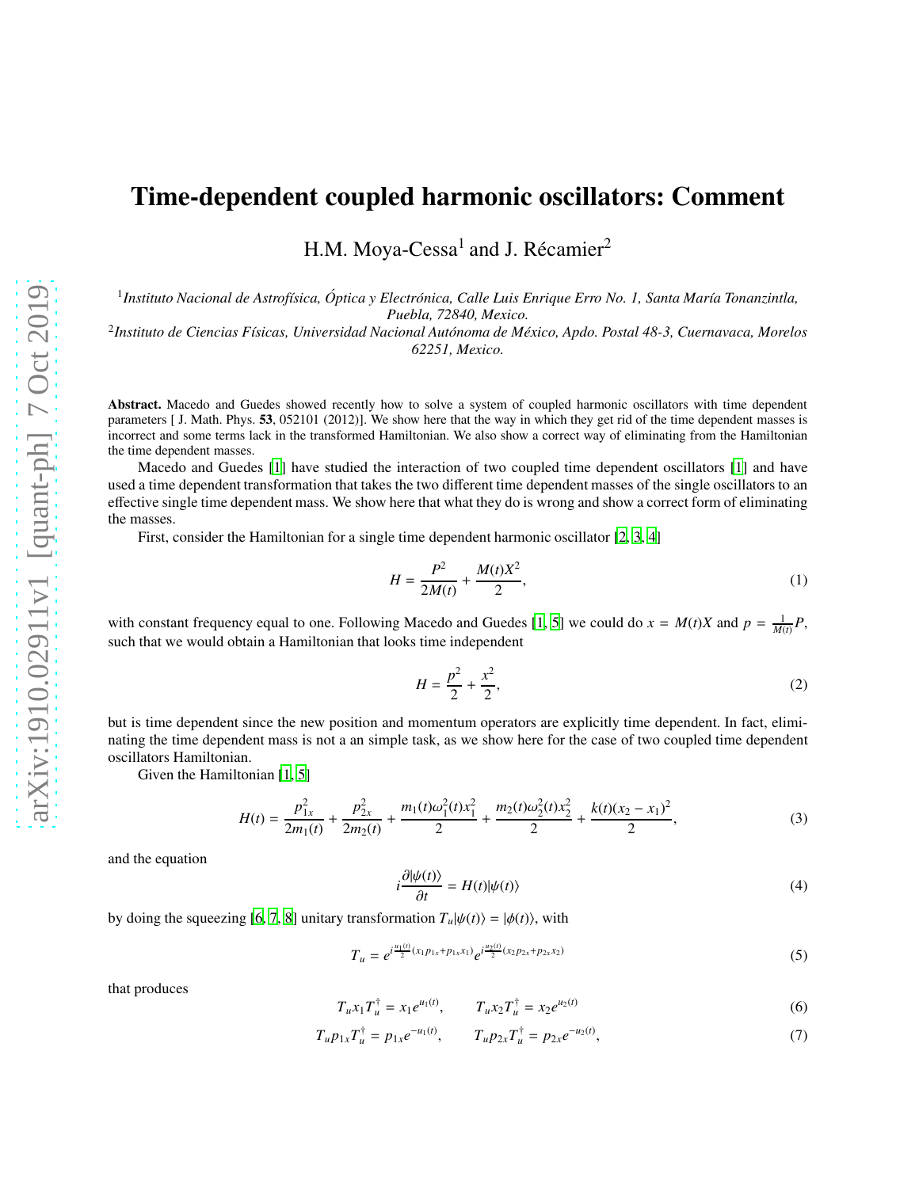# Time-dependent coupled harmonic oscillators: Comment

H.M. Moya-Cessa[1] and J. Récamier[2]

[1] *Instituto Nacional de Astrofísica, Óptica y Electrónica, Calle Luis Enrique Erro No. 1, Santa María Tonanzintla, Puebla, 72840, Mexico.*

[2] *Instituto de Ciencias Físicas, Universidad Nacional Autónoma de México, Apdo. Postal 48-3, Cuernavaca, Morelos 62251, Mexico.*

**Abstract.** Macedo and Guedes showed recently how to solve a system of coupled harmonic oscillators with time dependent parameters [ J. Math. Phys. **53**, 052101 (2012)]. We show here that the way in which they get rid of the time dependent masses is incorrect and some terms lack in the transformed Hamiltonian. We also show a correct way of eliminating from the Hamiltonian the time dependent masses.

Macedo and Guedes [1] have studied the interaction of two coupled time dependent oscillators [1] and have used a time dependent transformation that takes the two different time dependent masses of the single oscillators to an effective single time dependent mass. We show here that what they do is wrong and show a correct form of eliminating the masses.

First, consider the Hamiltonian for a single time dependent harmonic oscillator [2, 3, 4]

$$H = \frac{P^2}{2M(t)} + \frac{M(t)X^2}{2}, \tag{1}$$

with constant frequency equal to one. Following Macedo and Guedes [1, 5] we could do $x = M(t)X$ and $p = \frac{1}{M(t)}P$, such that we would obtain a Hamiltonian that looks time independent

$$H = \frac{p^2}{2} + \frac{x^2}{2}, \tag{2}$$

but is time dependent since the new position and momentum operators are explicitly time dependent. In fact, eliminating the time dependent mass is not a an simple task, as we show here for the case of two coupled time dependent oscillators Hamiltonian.

Given the Hamiltonian [1, 5]

$$H(t) = \frac{p_{1x}^2}{2m_1(t)} + \frac{p_{2x}^2}{2m_2(t)} + \frac{m_1(t)\omega_1^2(t)x_1^2}{2} + \frac{m_2(t)\omega_2^2(t)x_2^2}{2} + \frac{k(t)(x_2 - x_1)^2}{2}, \tag{3}$$

and the equation

$$i\frac{\partial|\psi(t)\rangle}{\partial t} = H(t)|\psi(t)\rangle \tag{4}$$

by doing the squeezing [6, 7, 8] unitary transformation $T_u|\psi(t)\rangle = |\phi(t)\rangle$, with

$$T_u = e^{i\frac{u_1(t)}{2}(x_1p_{1x}+p_{1x}x_1)}e^{i\frac{u_2(t)}{2}(x_2p_{2x}+p_{2x}x_2)} \tag{5}$$

that produces

$$T_u x_1 T_u^\dagger = x_1 e^{u_1(t)}, \qquad T_u x_2 T_u^\dagger = x_2 e^{u_2(t)} \tag{6}$$

$$T_u p_{1x} T_u^\dagger = p_{1x} e^{-u_1(t)}, \qquad T_u p_{2x} T_u^\dagger = p_{2x} e^{-u_2(t)}, \tag{7}$$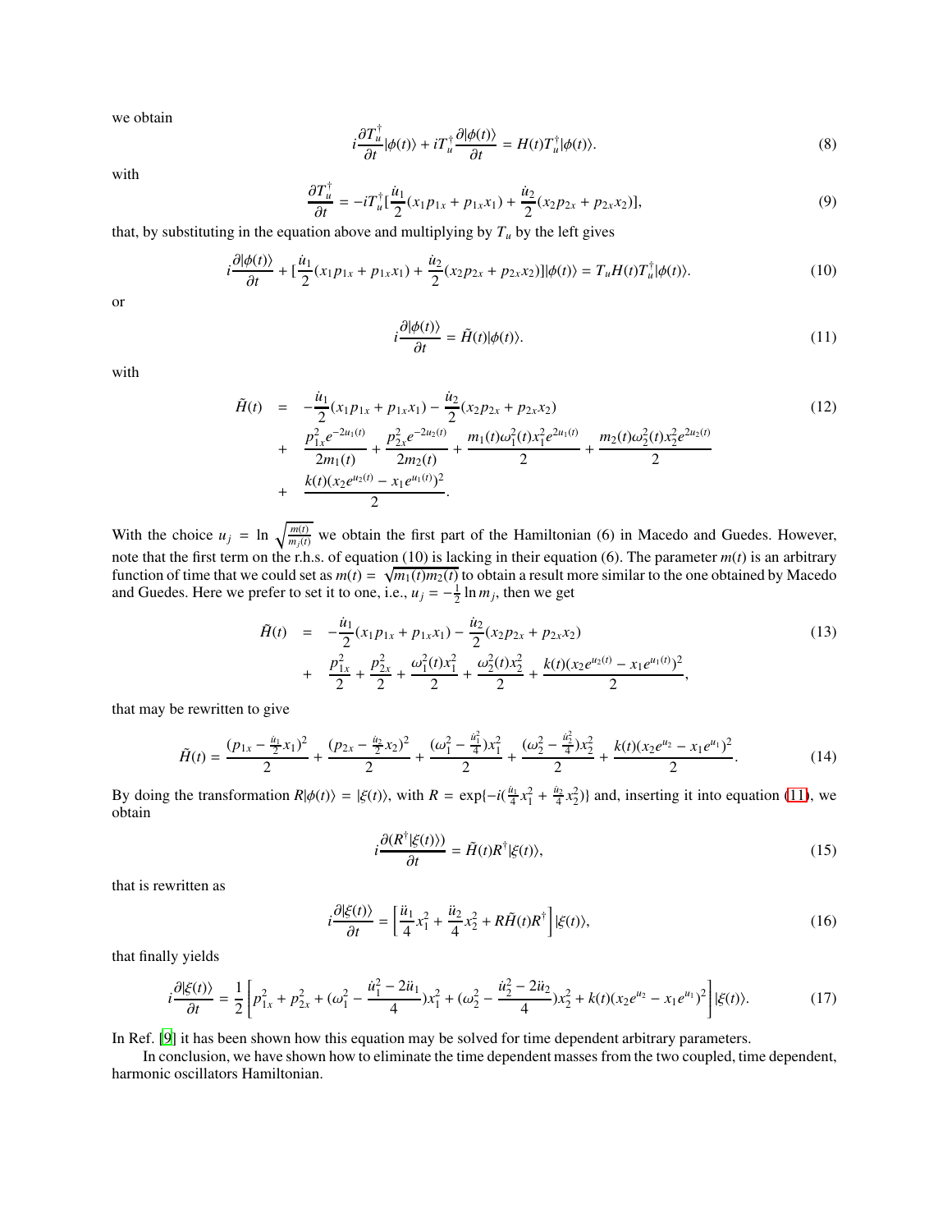we obtain

$$i\frac{\partial T_u^\dagger}{\partial t}|\phi(t)\rangle + iT_u^\dagger\frac{\partial|\phi(t)\rangle}{\partial t} = H(t)T_u^\dagger|\phi(t)\rangle. \tag{8}$$

with

$$\frac{\partial T_u^\dagger}{\partial t} = -iT_u^\dagger[\frac{\dot{u}_1}{2}(x_1p_{1x}+p_{1x}x_1)+\frac{\dot{u}_2}{2}(x_2p_{2x}+p_{2x}x_2)], \tag{9}$$

that, by substituting in the equation above and multiplying by $T_u$ by the left gives

$$i\frac{\partial|\phi(t)\rangle}{\partial t} + [\frac{\dot{u}_1}{2}(x_1p_{1x}+p_{1x}x_1)+\frac{\dot{u}_2}{2}(x_2p_{2x}+p_{2x}x_2)]|\phi(t)\rangle = T_uH(t)T_u^\dagger|\phi(t)\rangle. \tag{10}$$

or

$$i\frac{\partial|\phi(t)\rangle}{\partial t} = \tilde{H}(t)|\phi(t)\rangle. \tag{11}$$

with

$$\begin{aligned}\tilde{H}(t) &= -\frac{\dot{u}_1}{2}(x_1p_{1x}+p_{1x}x_1)-\frac{\dot{u}_2}{2}(x_2p_{2x}+p_{2x}x_2) \\ &+ \frac{p_{1x}^2e^{-2u_1(t)}}{2m_1(t)}+\frac{p_{2x}^2e^{-2u_2(t)}}{2m_2(t)}+\frac{m_1(t)\omega_1^2(t)x_1^2e^{2u_1(t)}}{2}+\frac{m_2(t)\omega_2^2(t)x_2^2e^{2u_2(t)}}{2} \\ &+ \frac{k(t)(x_2e^{u_2(t)}-x_1e^{u_1(t)})^2}{2}.\end{aligned} \tag{12}$$

With the choice $u_j = \ln\sqrt{\frac{m(t)}{m_j(t)}}$ we obtain the first part of the Hamiltonian (6) in Macedo and Guedes. However, note that the first term on the r.h.s. of equation (10) is lacking in their equation (6). The parameter $m(t)$ is an arbitrary function of time that we could set as $m(t) = \sqrt{m_1(t)m_2(t)}$ to obtain a result more similar to the one obtained by Macedo and Guedes. Here we prefer to set it to one, i.e., $u_j = -\frac{1}{2}\ln m_j$, then we get

$$\begin{aligned}\tilde{H}(t) &= -\frac{\dot{u}_1}{2}(x_1p_{1x}+p_{1x}x_1)-\frac{\dot{u}_2}{2}(x_2p_{2x}+p_{2x}x_2) \\ &+ \frac{p_{1x}^2}{2}+\frac{p_{2x}^2}{2}+\frac{\omega_1^2(t)x_1^2}{2}+\frac{\omega_2^2(t)x_2^2}{2}+\frac{k(t)(x_2e^{u_2(t)}-x_1e^{u_1(t)})^2}{2},\end{aligned} \tag{13}$$

that may be rewritten to give

$$\tilde{H}(t) = \frac{(p_{1x}-\frac{\dot{u}_1}{2}x_1)^2}{2}+\frac{(p_{2x}-\frac{\dot{u}_2}{2}x_2)^2}{2}+\frac{(\omega_1^2-\frac{\dot{u}_1^2}{4})x_1^2}{2}+\frac{(\omega_2^2-\frac{\dot{u}_2^2}{4})x_2^2}{2}+\frac{k(t)(x_2e^{u_2}-x_1e^{u_1})^2}{2}. \tag{14}$$

By doing the transformation $R|\phi(t)\rangle = |\xi(t)\rangle$, with $R = \exp\{-i(\frac{\dot{u}_1}{4}x_1^2+\frac{\dot{u}_2}{4}x_2^2)\}$ and, inserting it into equation (11), we obtain

$$i\frac{\partial(R^\dagger|\xi(t)\rangle)}{\partial t} = \tilde{H}(t)R^\dagger|\xi(t)\rangle, \tag{15}$$

that is rewritten as

$$i\frac{\partial|\xi(t)\rangle}{\partial t} = \left[\frac{\ddot{u}_1}{4}x_1^2+\frac{\ddot{u}_2}{4}x_2^2+R\tilde{H}(t)R^\dagger\right]|\xi(t)\rangle, \tag{16}$$

that finally yields

$$i\frac{\partial|\xi(t)\rangle}{\partial t} = \frac{1}{2}\left[p_{1x}^2+p_{2x}^2+(\omega_1^2-\frac{\dot{u}_1^2-2\ddot{u}_1}{4})x_1^2+(\omega_2^2-\frac{\dot{u}_2^2-2\ddot{u}_2}{4})x_2^2+k(t)(x_2e^{u_2}-x_1e^{u_1})^2\right]|\xi(t)\rangle. \tag{17}$$

In Ref. [9] it has been shown how this equation may be solved for time dependent arbitrary parameters.

In conclusion, we have shown how to eliminate the time dependent masses from the two coupled, time dependent, harmonic oscillators Hamiltonian.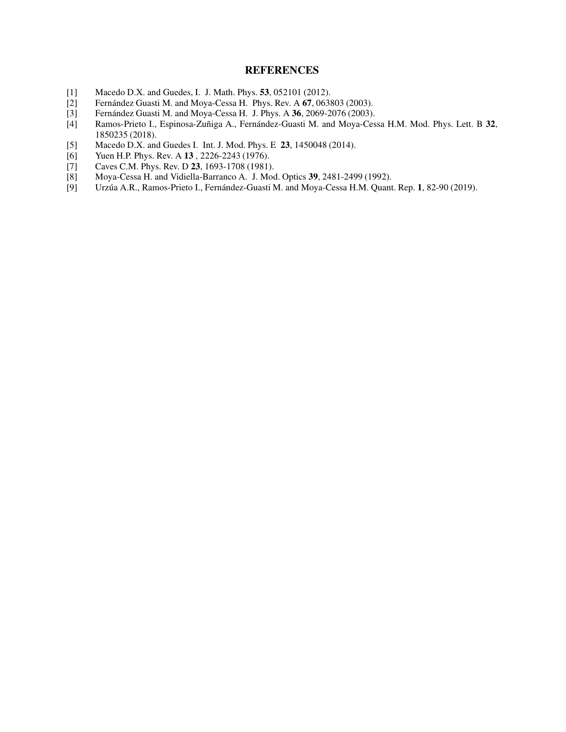## REFERENCES

[1] Macedo D.X. and Guedes, I. J. Math. Phys. **53**, 052101 (2012).

[2] Fernández Guasti M. and Moya-Cessa H. Phys. Rev. A **67**, 063803 (2003).

[3] Fernández Guasti M. and Moya-Cessa H. J. Phys. A **36**, 2069-2076 (2003).

[4] Ramos-Prieto I., Espinosa-Zuñiga A., Fernández-Guasti M. and Moya-Cessa H.M. Mod. Phys. Lett. B **32**, 1850235 (2018).

[5] Macedo D.X. and Guedes I. Int. J. Mod. Phys. E **23**, 1450048 (2014).

[6] Yuen H.P. Phys. Rev. A **13** , 2226-2243 (1976).

[7] Caves C.M. Phys. Rev. D **23**, 1693-1708 (1981).

[8] Moya-Cessa H. and Vidiella-Barranco A. J. Mod. Optics **39**, 2481-2499 (1992).

[9] Urzúa A.R., Ramos-Prieto I., Fernández-Guasti M. and Moya-Cessa H.M. Quant. Rep. **1**, 82-90 (2019).